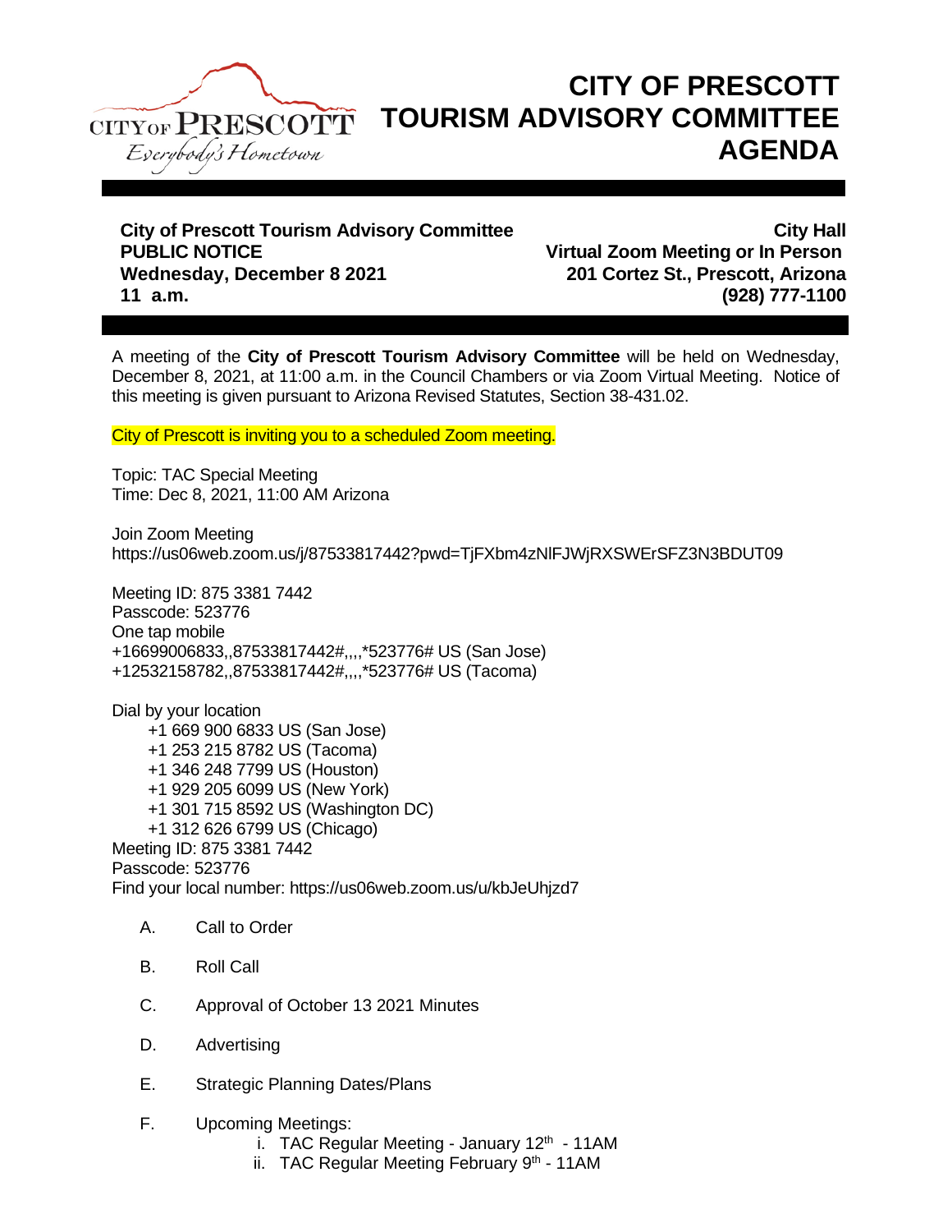# CITY OF PRESCOTT TOURISM ADVISORY COMMITTEE AGENDA

**City of Prescott Tourism Advisory Committee**
**PUBLIC NOTICE**
**Wednesday, December 8 2021**
**11 a.m.**

**City Hall**
**Virtual Zoom Meeting or In Person**
**201 Cortez St., Prescott, Arizona**
**(928) 777-1100**

A meeting of the **City of Prescott Tourism Advisory Committee** will be held on Wednesday, December 8, 2021, at 11:00 a.m. in the Council Chambers or via Zoom Virtual Meeting. Notice of this meeting is given pursuant to Arizona Revised Statutes, Section 38-431.02.

City of Prescott is inviting you to a scheduled Zoom meeting.

Topic: TAC Special Meeting
Time: Dec 8, 2021, 11:00 AM Arizona

Join Zoom Meeting
https://us06web.zoom.us/j/87533817442?pwd=TjFXbm4zNlFJWjRXSWErSFZ3N3BDUT09

Meeting ID: 875 3381 7442
Passcode: 523776
One tap mobile
+16699006833,,87533817442#,,,,*523776# US (San Jose)
+12532158782,,87533817442#,,,,*523776# US (Tacoma)

Dial by your location
- +1 669 900 6833 US (San Jose)
- +1 253 215 8782 US (Tacoma)
- +1 346 248 7799 US (Houston)
- +1 929 205 6099 US (New York)
- +1 301 715 8592 US (Washington DC)
- +1 312 626 6799 US (Chicago)

Meeting ID: 875 3381 7442
Passcode: 523776
Find your local number: https://us06web.zoom.us/u/kbJeUhjzd7

A. Call to Order

B. Roll Call

C. Approval of October 13 2021 Minutes

D. Advertising

E. Strategic Planning Dates/Plans

F. Upcoming Meetings:
   i. TAC Regular Meeting - January 12th - 11AM
   ii. TAC Regular Meeting February 9th - 11AM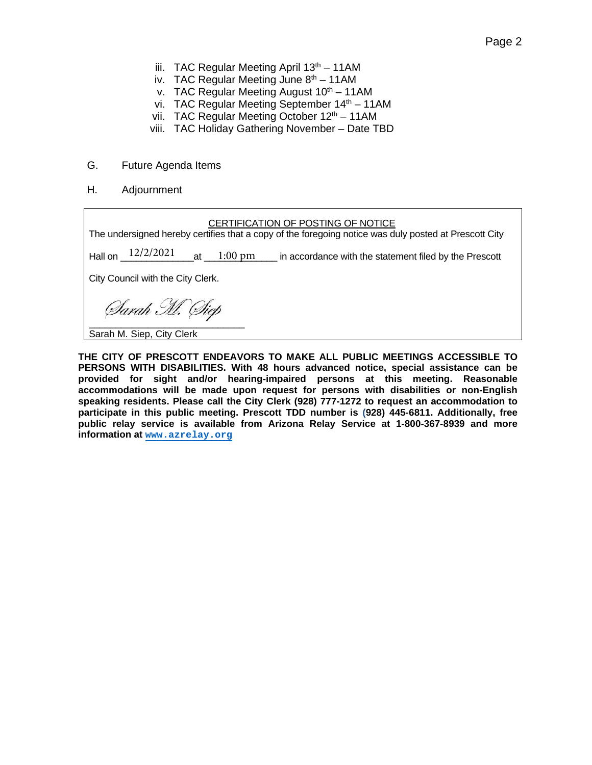iii. TAC Regular Meeting April 13th – 11AM
iv. TAC Regular Meeting June 8th – 11AM
v. TAC Regular Meeting August 10th – 11AM
vi. TAC Regular Meeting September 14th – 11AM
vii. TAC Regular Meeting October 12th – 11AM
viii. TAC Holiday Gathering November – Date TBD

G. Future Agenda Items

H. Adjournment

CERTIFICATION OF POSTING OF NOTICE

The undersigned hereby certifies that a copy of the foregoing notice was duly posted at Prescott City Hall on 12/2/2021 at 1:00 pm in accordance with the statement filed by the Prescott City Council with the City Clerk.

*Sarah M. Siep*

Sarah M. Siep, City Clerk

**THE CITY OF PRESCOTT ENDEAVORS TO MAKE ALL PUBLIC MEETINGS ACCESSIBLE TO PERSONS WITH DISABILITIES. With 48 hours advanced notice, special assistance can be provided for sight and/or hearing-impaired persons at this meeting. Reasonable accommodations will be made upon request for persons with disabilities or non-English speaking residents. Please call the City Clerk (928) 777-1272 to request an accommodation to participate in this public meeting. Prescott TDD number is (928) 445-6811. Additionally, free public relay service is available from Arizona Relay Service at 1-800-367-8939 and more information at www.azrelay.org**